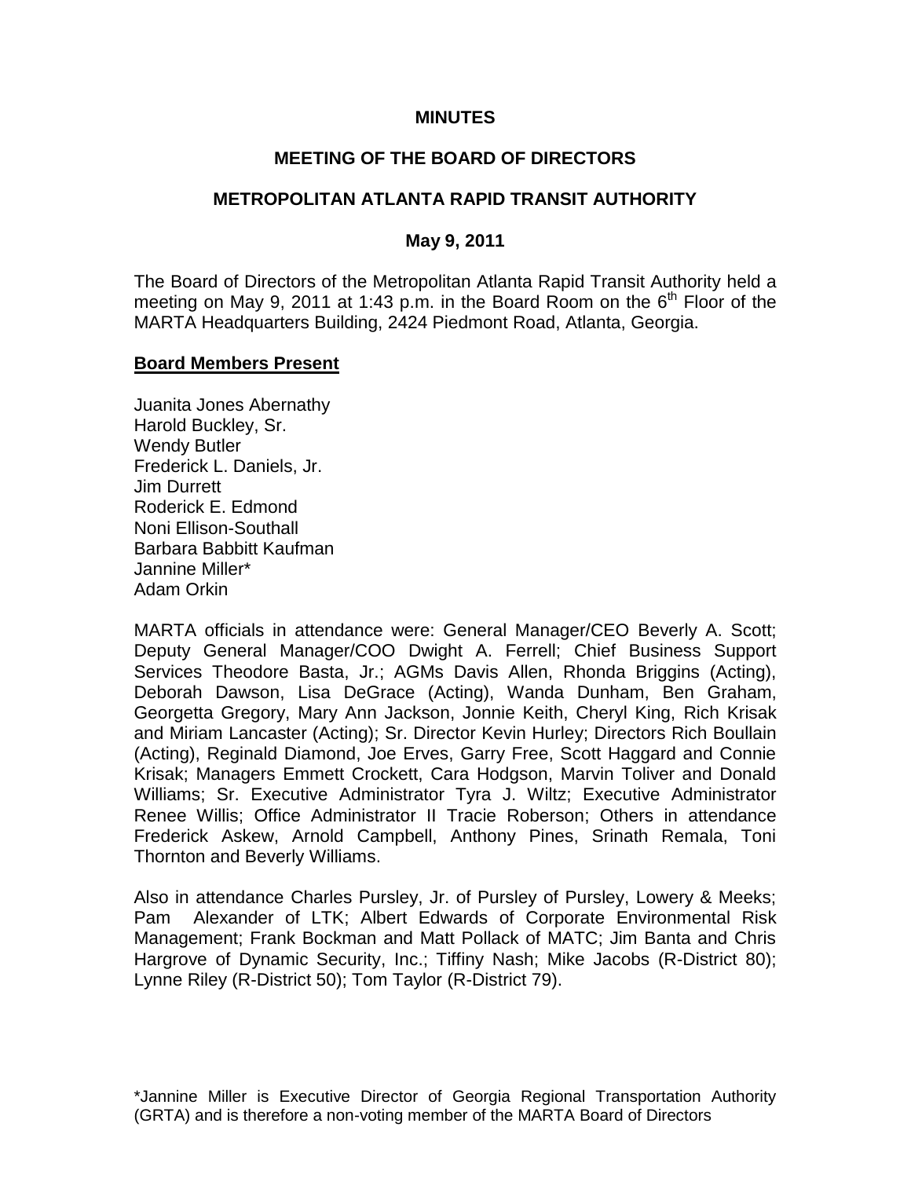# MINUTES

## MEETING OF THE BOARD OF DIRECTORS

## METROPOLITAN ATLANTA RAPID TRANSIT AUTHORITY

### May 9, 2011

The Board of Directors of the Metropolitan Atlanta Rapid Transit Authority held a meeting on May 9, 2011 at 1:43 p.m. in the Board Room on the 6th Floor of the MARTA Headquarters Building, 2424 Piedmont Road, Atlanta, Georgia.

**Board Members Present**

Juanita Jones Abernathy
Harold Buckley, Sr.
Wendy Butler
Frederick L. Daniels, Jr.
Jim Durrett
Roderick E. Edmond
Noni Ellison-Southall
Barbara Babbitt Kaufman
Jannine Miller*
Adam Orkin

MARTA officials in attendance were: General Manager/CEO Beverly A. Scott; Deputy General Manager/COO Dwight A. Ferrell; Chief Business Support Services Theodore Basta, Jr.; AGMs Davis Allen, Rhonda Briggins (Acting), Deborah Dawson, Lisa DeGrace (Acting), Wanda Dunham, Ben Graham, Georgetta Gregory, Mary Ann Jackson, Jonnie Keith, Cheryl King, Rich Krisak and Miriam Lancaster (Acting); Sr. Director Kevin Hurley; Directors Rich Boullain (Acting), Reginald Diamond, Joe Erves, Garry Free, Scott Haggard and Connie Krisak; Managers Emmett Crockett, Cara Hodgson, Marvin Toliver and Donald Williams; Sr. Executive Administrator Tyra J. Wiltz; Executive Administrator Renee Willis; Office Administrator II Tracie Roberson; Others in attendance Frederick Askew, Arnold Campbell, Anthony Pines, Srinath Remala, Toni Thornton and Beverly Williams.

Also in attendance Charles Pursley, Jr. of Pursley of Pursley, Lowery & Meeks; Pam Alexander of LTK; Albert Edwards of Corporate Environmental Risk Management; Frank Bockman and Matt Pollack of MATC; Jim Banta and Chris Hargrove of Dynamic Security, Inc.; Tiffiny Nash; Mike Jacobs (R-District 80); Lynne Riley (R-District 50); Tom Taylor (R-District 79).

*Jannine Miller is Executive Director of Georgia Regional Transportation Authority (GRTA) and is therefore a non-voting member of the MARTA Board of Directors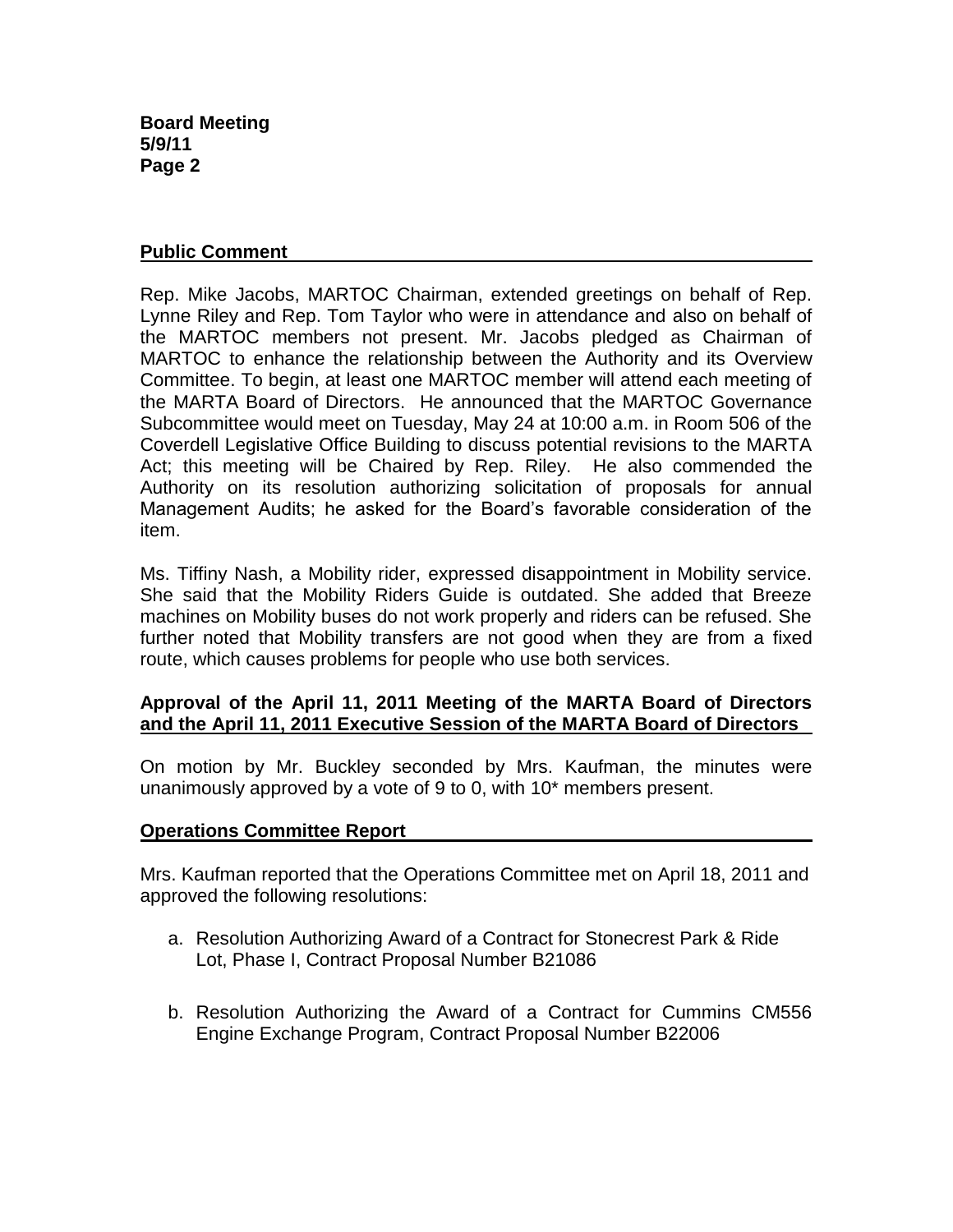## Public Comment

Rep. Mike Jacobs, MARTOC Chairman, extended greetings on behalf of Rep. Lynne Riley and Rep. Tom Taylor who were in attendance and also on behalf of the MARTOC members not present. Mr. Jacobs pledged as Chairman of MARTOC to enhance the relationship between the Authority and its Overview Committee. To begin, at least one MARTOC member will attend each meeting of the MARTA Board of Directors. He announced that the MARTOC Governance Subcommittee would meet on Tuesday, May 24 at 10:00 a.m. in Room 506 of the Coverdell Legislative Office Building to discuss potential revisions to the MARTA Act; this meeting will be Chaired by Rep. Riley. He also commended the Authority on its resolution authorizing solicitation of proposals for annual Management Audits; he asked for the Board's favorable consideration of the item.

Ms. Tiffiny Nash, a Mobility rider, expressed disappointment in Mobility service. She said that the Mobility Riders Guide is outdated. She added that Breeze machines on Mobility buses do not work properly and riders can be refused. She further noted that Mobility transfers are not good when they are from a fixed route, which causes problems for people who use both services.

## Approval of the April 11, 2011 Meeting of the MARTA Board of Directors and the April 11, 2011 Executive Session of the MARTA Board of Directors

On motion by Mr. Buckley seconded by Mrs. Kaufman, the minutes were unanimously approved by a vote of 9 to 0, with 10* members present.

## Operations Committee Report

Mrs. Kaufman reported that the Operations Committee met on April 18, 2011 and approved the following resolutions:

a. Resolution Authorizing Award of a Contract for Stonecrest Park & Ride Lot, Phase I, Contract Proposal Number B21086

b. Resolution Authorizing the Award of a Contract for Cummins CM556 Engine Exchange Program, Contract Proposal Number B22006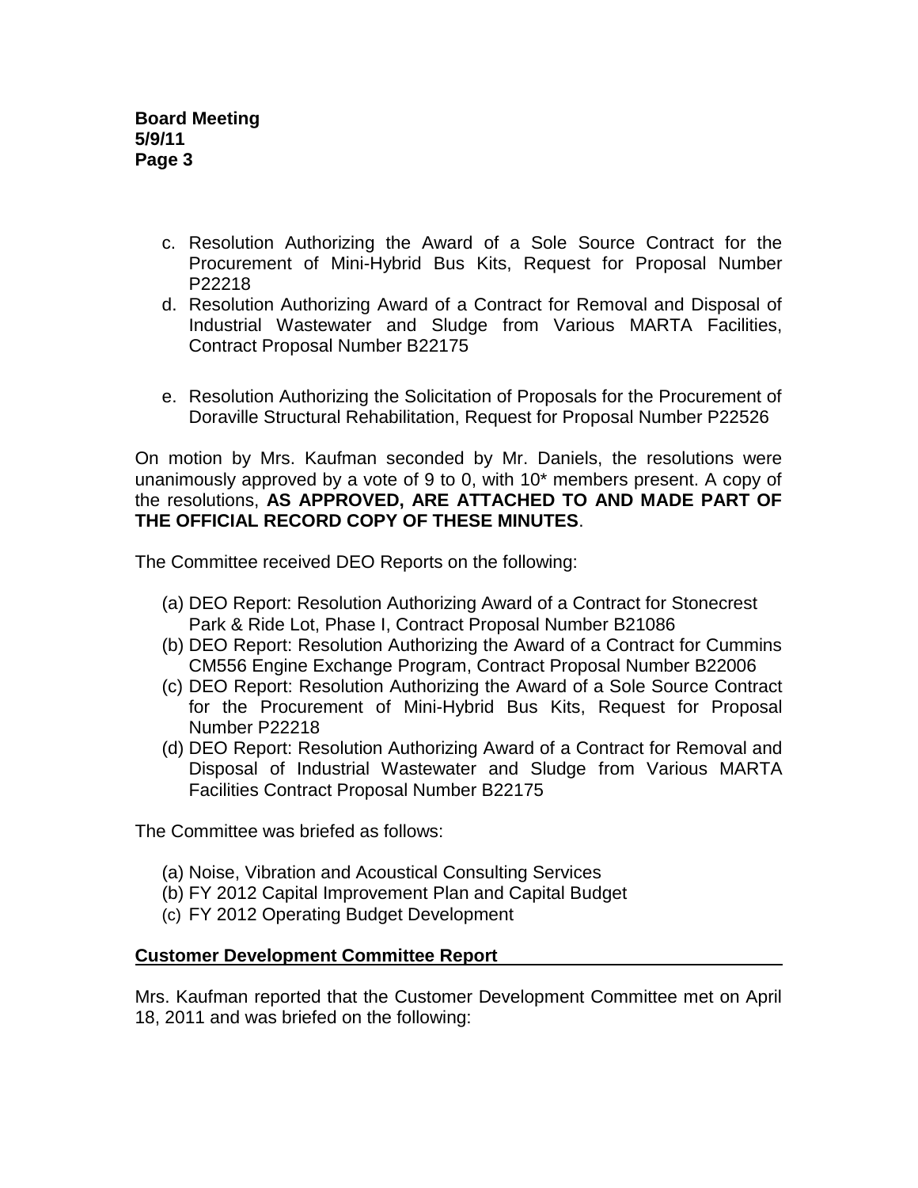c. Resolution Authorizing the Award of a Sole Source Contract for the Procurement of Mini-Hybrid Bus Kits, Request for Proposal Number P22218
d. Resolution Authorizing Award of a Contract for Removal and Disposal of Industrial Wastewater and Sludge from Various MARTA Facilities, Contract Proposal Number B22175

e. Resolution Authorizing the Solicitation of Proposals for the Procurement of Doraville Structural Rehabilitation, Request for Proposal Number P22526

On motion by Mrs. Kaufman seconded by Mr. Daniels, the resolutions were unanimously approved by a vote of 9 to 0, with 10* members present. A copy of the resolutions, **AS APPROVED, ARE ATTACHED TO AND MADE PART OF THE OFFICIAL RECORD COPY OF THESE MINUTES**.

The Committee received DEO Reports on the following:

(a) DEO Report: Resolution Authorizing Award of a Contract for Stonecrest Park & Ride Lot, Phase I, Contract Proposal Number B21086
(b) DEO Report: Resolution Authorizing the Award of a Contract for Cummins CM556 Engine Exchange Program, Contract Proposal Number B22006
(c) DEO Report: Resolution Authorizing the Award of a Sole Source Contract for the Procurement of Mini-Hybrid Bus Kits, Request for Proposal Number P22218
(d) DEO Report: Resolution Authorizing Award of a Contract for Removal and Disposal of Industrial Wastewater and Sludge from Various MARTA Facilities Contract Proposal Number B22175

The Committee was briefed as follows:

(a) Noise, Vibration and Acoustical Consulting Services
(b) FY 2012 Capital Improvement Plan and Capital Budget
(c) FY 2012 Operating Budget Development

**Customer Development Committee Report**

Mrs. Kaufman reported that the Customer Development Committee met on April 18, 2011 and was briefed on the following: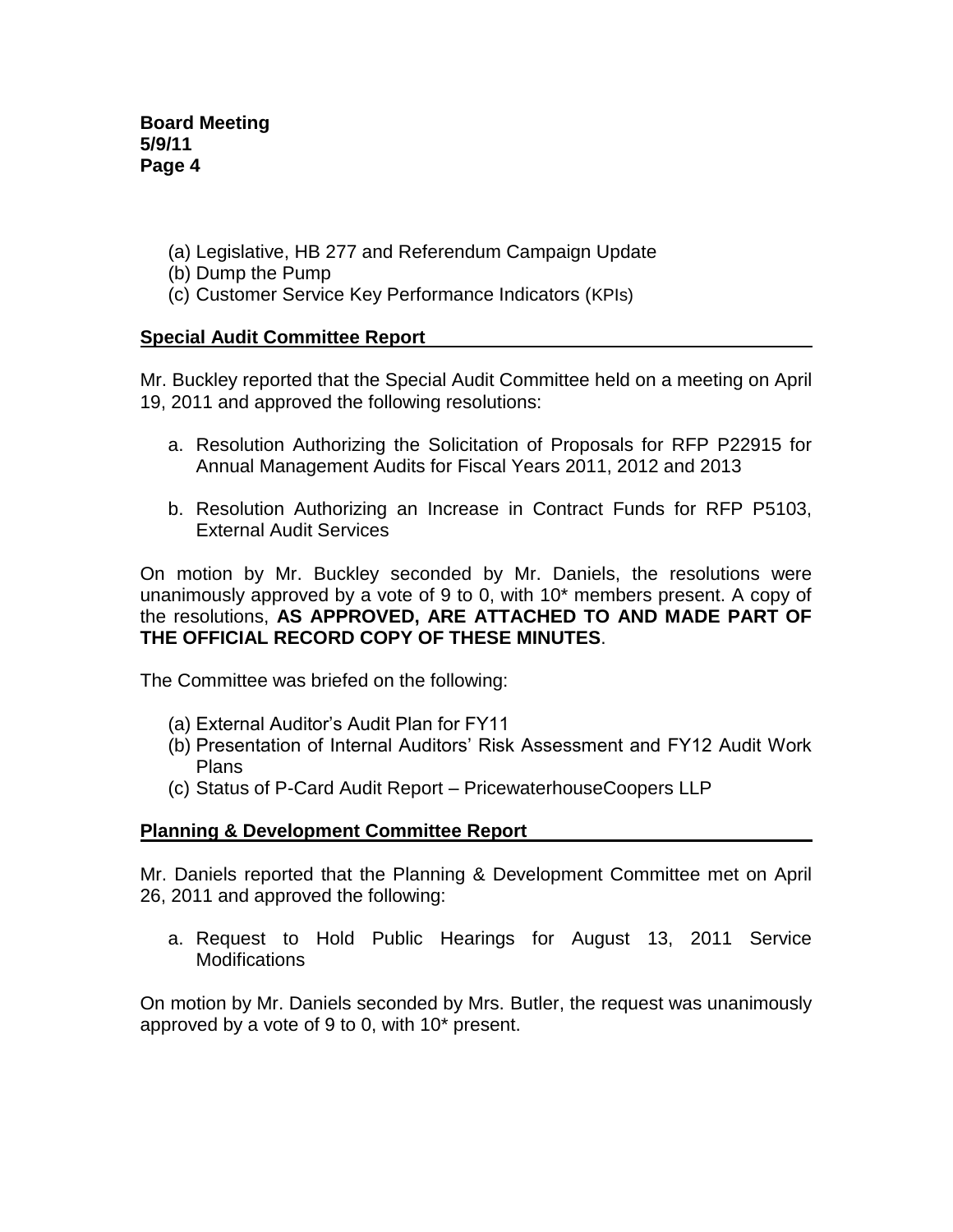(a) Legislative, HB 277 and Referendum Campaign Update
(b) Dump the Pump
(c) Customer Service Key Performance Indicators (KPIs)

## Special Audit Committee Report

Mr. Buckley reported that the Special Audit Committee held on a meeting on April 19, 2011 and approved the following resolutions:

a. Resolution Authorizing the Solicitation of Proposals for RFP P22915 for Annual Management Audits for Fiscal Years 2011, 2012 and 2013

b. Resolution Authorizing an Increase in Contract Funds for RFP P5103, External Audit Services

On motion by Mr. Buckley seconded by Mr. Daniels, the resolutions were unanimously approved by a vote of 9 to 0, with 10* members present. A copy of the resolutions, **AS APPROVED, ARE ATTACHED TO AND MADE PART OF THE OFFICIAL RECORD COPY OF THESE MINUTES**.

The Committee was briefed on the following:

(a) External Auditor's Audit Plan for FY11
(b) Presentation of Internal Auditors' Risk Assessment and FY12 Audit Work Plans
(c) Status of P-Card Audit Report – PricewaterhouseCoopers LLP

## Planning & Development Committee Report

Mr. Daniels reported that the Planning & Development Committee met on April 26, 2011 and approved the following:

a. Request to Hold Public Hearings for August 13, 2011 Service Modifications

On motion by Mr. Daniels seconded by Mrs. Butler, the request was unanimously approved by a vote of 9 to 0, with 10* present.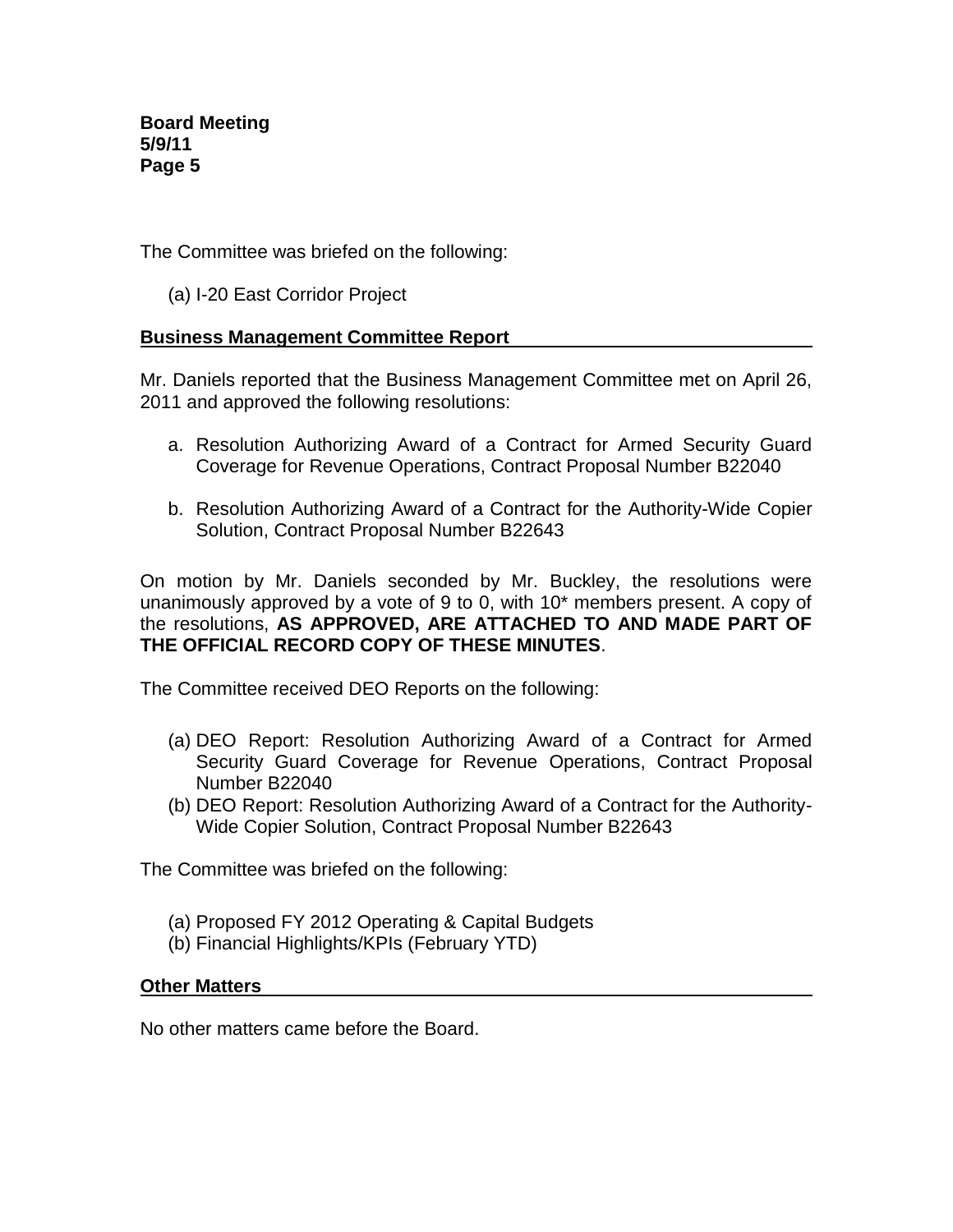The Committee was briefed on the following:

(a) I-20 East Corridor Project

## Business Management Committee Report

Mr. Daniels reported that the Business Management Committee met on April 26, 2011 and approved the following resolutions:

a. Resolution Authorizing Award of a Contract for Armed Security Guard Coverage for Revenue Operations, Contract Proposal Number B22040

b. Resolution Authorizing Award of a Contract for the Authority-Wide Copier Solution, Contract Proposal Number B22643

On motion by Mr. Daniels seconded by Mr. Buckley, the resolutions were unanimously approved by a vote of 9 to 0, with 10* members present. A copy of the resolutions, **AS APPROVED, ARE ATTACHED TO AND MADE PART OF THE OFFICIAL RECORD COPY OF THESE MINUTES**.

The Committee received DEO Reports on the following:

(a) DEO Report: Resolution Authorizing Award of a Contract for Armed Security Guard Coverage for Revenue Operations, Contract Proposal Number B22040
(b) DEO Report: Resolution Authorizing Award of a Contract for the Authority-Wide Copier Solution, Contract Proposal Number B22643

The Committee was briefed on the following:

(a) Proposed FY 2012 Operating & Capital Budgets
(b) Financial Highlights/KPIs (February YTD)

## Other Matters

No other matters came before the Board.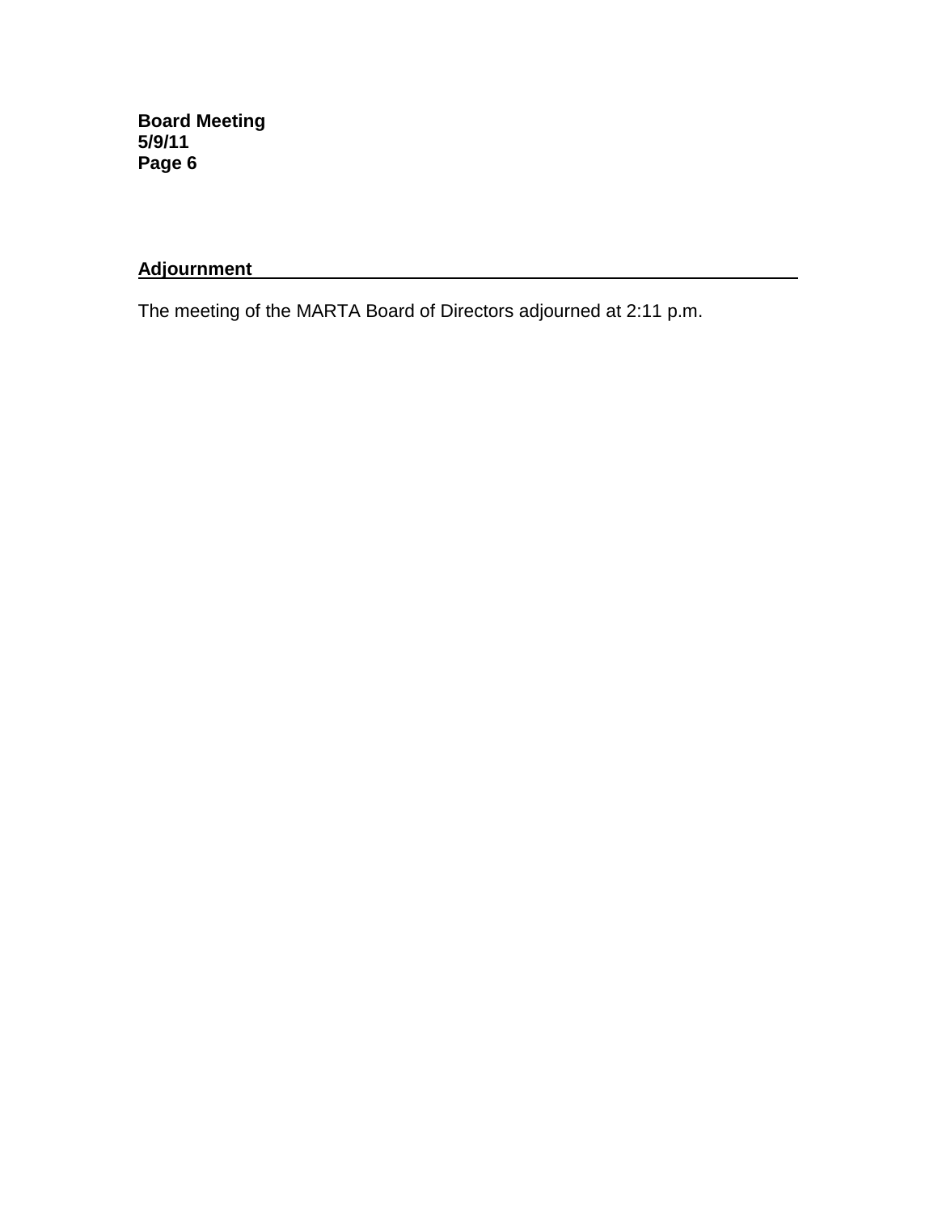## Adjournment

The meeting of the MARTA Board of Directors adjourned at 2:11 p.m.